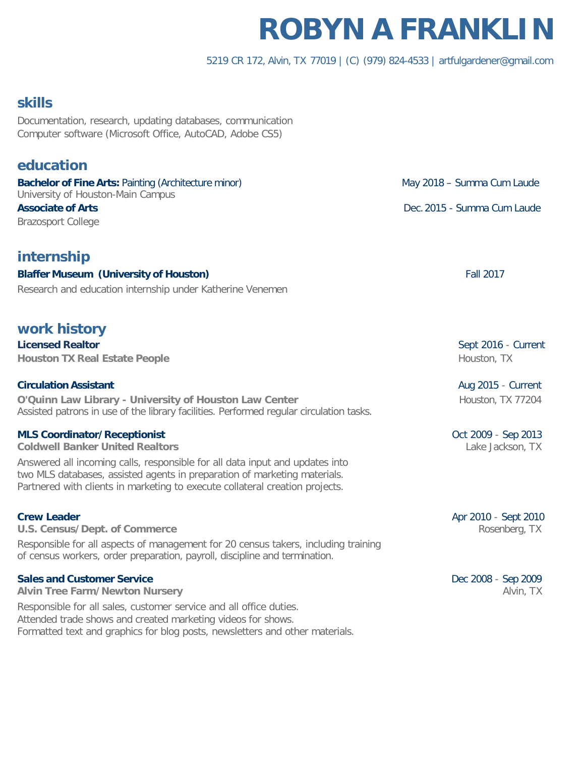# ROBYN A FRANKLIN

5219 CR 172, Alvin, TX 77019 | (C) (979) 824-4533 | artfulgardener@gmail.com

## skills

Documentation, research, updating databases, communication
Computer software (Microsoft Office, AutoCAD, Adobe CS5)

## education

**Bachelor of Fine Arts:** Painting (Architecture minor) — May 2018 – Summa Cum Laude
University of Houston-Main Campus

**Associate of Arts** — Dec. 2015 - Summa Cum Laude
Brazosport College

## internship

**Blaffer Museum (University of Houston)** — Fall 2017
Research and education internship under Katherine Venemen

## work history

**Licensed Realtor** — Sept 2016 - Current
**Houston TX Real Estate People** — Houston, TX

**Circulation Assistant** — Aug 2015 - Current
**O'Quinn Law Library - University of Houston Law Center** — Houston, TX 77204
Assisted patrons in use of the library facilities. Performed regular circulation tasks.

**MLS Coordinator/Receptionist** — Oct 2009 - Sep 2013
**Coldwell Banker United Realtors** — Lake Jackson, TX
Answered all incoming calls, responsible for all data input and updates into two MLS databases, assisted agents in preparation of marketing materials. Partnered with clients in marketing to execute collateral creation projects.

**Crew Leader** — Apr 2010 - Sept 2010
**U.S. Census/Dept. of Commerce** — Rosenberg, TX
Responsible for all aspects of management for 20 census takers, including training of census workers, order preparation, payroll, discipline and termination.

**Sales and Customer Service** — Dec 2008 - Sep 2009
**Alvin Tree Farm/Newton Nursery** — Alvin, TX
Responsible for all sales, customer service and all office duties.
Attended trade shows and created marketing videos for shows.
Formatted text and graphics for blog posts, newsletters and other materials.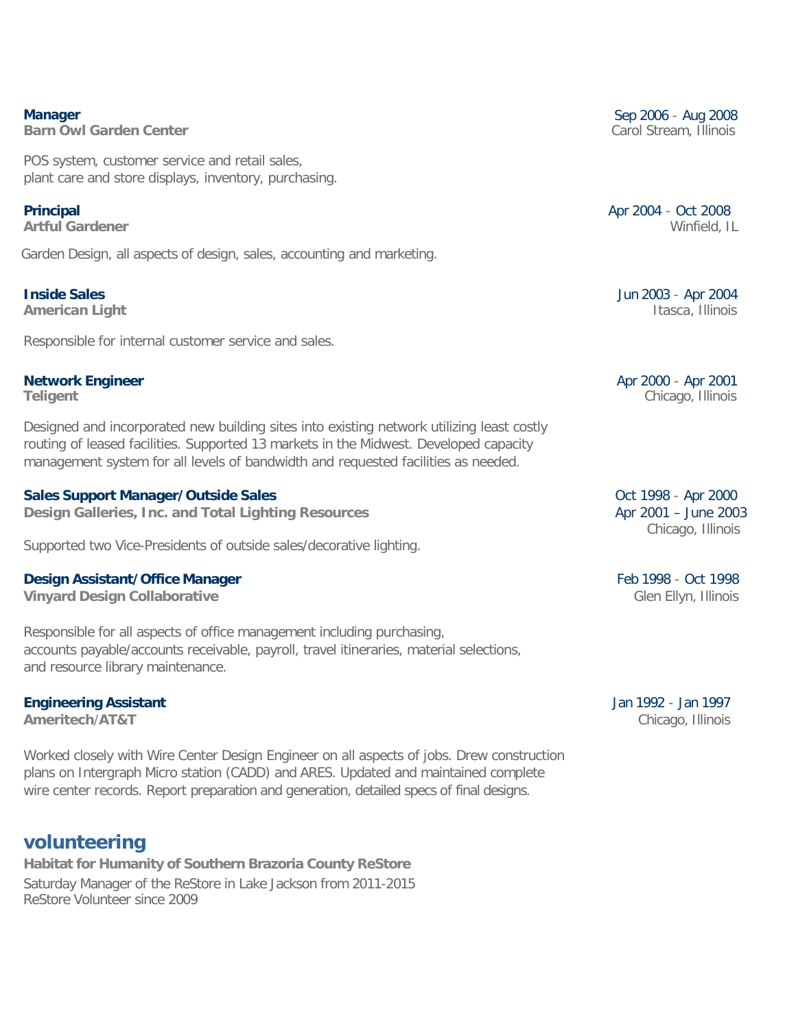**Manager** Sep 2006 - Aug 2008
**Barn Owl Garden Center** Carol Stream, Illinois

POS system, customer service and retail sales,
plant care and store displays, inventory, purchasing.

**Principal** Apr 2004 - Oct 2008
**Artful Gardener** Winfield, IL

Garden Design, all aspects of design, sales, accounting and marketing.

**Inside Sales** Jun 2003 - Apr 2004
**American Light** Itasca, Illinois

Responsible for internal customer service and sales.

**Network Engineer** Apr 2000 - Apr 2001
**Teligent** Chicago, Illinois

Designed and incorporated new building sites into existing network utilizing least costly routing of leased facilities. Supported 13 markets in the Midwest. Developed capacity management system for all levels of bandwidth and requested facilities as needed.

**Sales Support Manager/Outside Sales** Oct 1998 - Apr 2000
**Design Galleries, Inc. and Total Lighting Resources** Apr 2001 – June 2003
Chicago, Illinois

Supported two Vice-Presidents of outside sales/decorative lighting.

**Design Assistant/Office Manager** Feb 1998 - Oct 1998
**Vinyard Design Collaborative** Glen Ellyn, Illinois

Responsible for all aspects of office management including purchasing,
accounts payable/accounts receivable, payroll, travel itineraries, material selections,
and resource library maintenance.

**Engineering Assistant** Jan 1992 - Jan 1997
**Ameritech/AT&T** Chicago, Illinois

Worked closely with Wire Center Design Engineer on all aspects of jobs. Drew construction plans on Intergraph Micro station (CADD) and ARES. Updated and maintained complete wire center records. Report preparation and generation, detailed specs of final designs.

## volunteering

**Habitat for Humanity of Southern Brazoria County ReStore**
Saturday Manager of the ReStore in Lake Jackson from 2011-2015
ReStore Volunteer since 2009